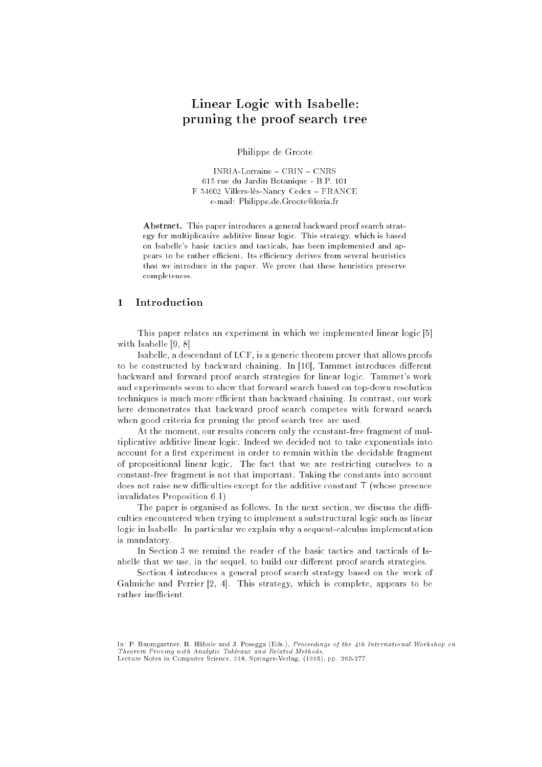# Linear Logic with Isabelle: pruning the proof search tree

Philippe de Groote

INRIA-Lorraine – CRIN – CNRS
615 rue du Jardin Botanique - B.P. 101
F 54602 Villers-lès-Nancy Cedex – FRANCE
e-mail: Philippe.de.Groote@loria.fr

**Abstract.** This paper introduces a general backward proof search strategy for multiplicative additive linear logic. This strategy, which is based on Isabelle's basic tactics and tacticals, has been implemented and appears to be rather efficient. Its efficiency derives from several heuristics that we introduce in the paper. We prove that these heuristics preserve completeness.

## 1 Introduction

This paper relates an experiment in which we implemented linear logic [5] with Isabelle [9, 8].

Isabelle, a descendant of LCF, is a generic theorem prover that allows proofs to be constructed by backward chaining. In [10], Tammet introduces different backward and forward proof search strategies for linear logic. Tammet's work and experiments seem to show that forward search based on top-down resolution techniques is much more efficient than backward chaining. In contrast, our work here demonstrates that backward proof search competes with forward search when good criteria for pruning the proof search tree are used.

At the moment, our results concern only the constant-free fragment of multiplicative additive linear logic. Indeed we decided not to take exponentials into account for a first experiment in order to remain within the decidable fragment of propositional linear logic. The fact that we are restricting ourselves to a constant-free fragment is not that important. Taking the constants into account does not raise new difficulties except for the additive constant $\top$ (whose presence invalidates Proposition 6.1)

The paper is organised as follows. In the next section, we discuss the difficulties encountered when trying to implement a substructural logic such as linear logic in Isabelle. In particular we explain why a sequent-calculus implementation is mandatory.

In Section 3 we remind the reader of the basic tactics and tacticals of Isabelle that we use, in the sequel, to build our different proof search strategies.

Section 4 introduces a general proof search strategy based on the work of Galmiche and Perrier [2, 4]. This strategy, which is complete, appears to be rather inefficient.

In: P. Baumgartner, R. Hähnle and J. Posegga (Eds.), *Proceedings of the 4th International Workshop on Theorem Proving with Analytic Tableaux and Related Methods*,
Lecture Notes in Computer Science, 918, Springer-Verlag, (1995), pp. 263-277.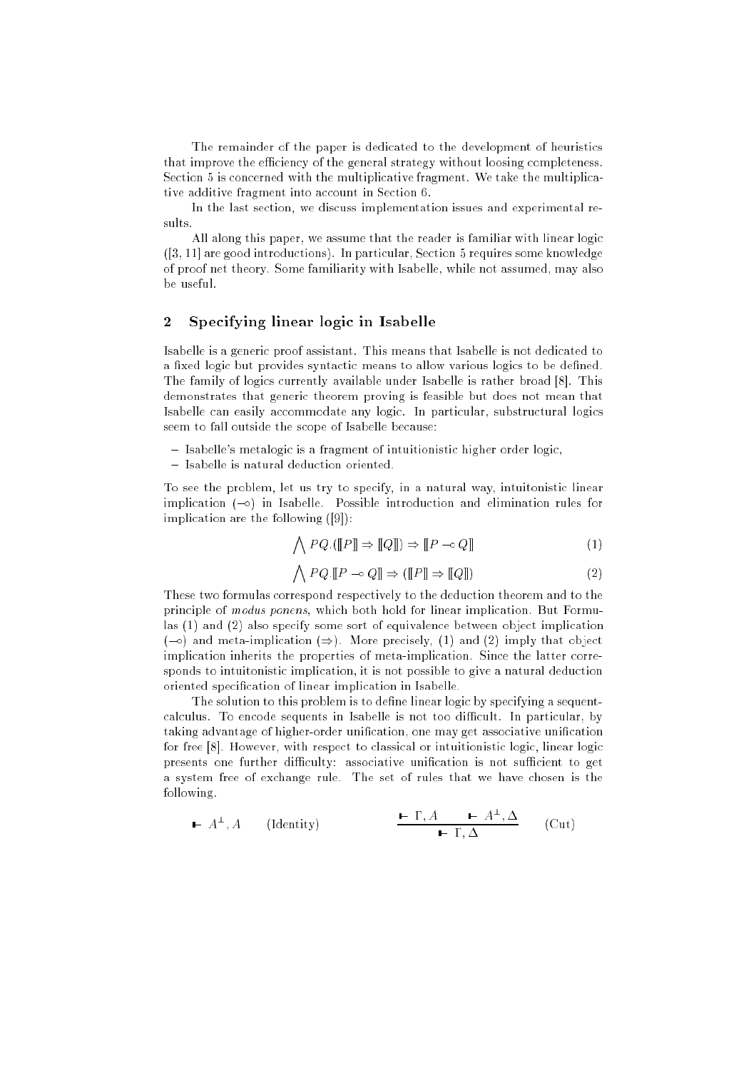The remainder of the paper is dedicated to the development of heuristics that improve the efficiency of the general strategy without loosing completeness. Section 5 is concerned with the multiplicative fragment. We take the multiplicative additive fragment into account in Section 6.

In the last section, we discuss implementation issues and experimental results.

All along this paper, we assume that the reader is familiar with linear logic ([3, 11] are good introductions). In particular, Section 5 requires some knowledge of proof net theory. Some familiarity with Isabelle, while not assumed, may also be useful.

## 2 Specifying linear logic in Isabelle

Isabelle is a generic proof assistant. This means that Isabelle is not dedicated to a fixed logic but provides syntactic means to allow various logics to be defined. The family of logics currently available under Isabelle is rather broad [8]. This demonstrates that generic theorem proving is feasible but does not mean that Isabelle can easily accommodate any logic. In particular, substructural logics seem to fall outside the scope of Isabelle because:

- Isabelle's metalogic is a fragment of intuitionistic higher order logic,
- Isabelle is natural deduction oriented.

To see the problem, let us try to specify, in a natural way, intuitonistic linear implication ($\multimap$) in Isabelle. Possible introduction and elimination rules for implication are the following ([9]):

$$\bigwedge PQ.(\llbracket P \rrbracket \Rightarrow \llbracket Q \rrbracket) \Rightarrow \llbracket P \multimap Q \rrbracket \tag{1}$$

$$\bigwedge PQ.\llbracket P \multimap Q \rrbracket \Rightarrow (\llbracket P \rrbracket \Rightarrow \llbracket Q \rrbracket) \tag{2}$$

These two formulas correspond respectively to the deduction theorem and to the principle of *modus ponens*, which both hold for linear implication. But Formulas (1) and (2) also specify some sort of equivalence between object implication ($\multimap$) and meta-implication ($\Rightarrow$). More precisely, (1) and (2) imply that object implication inherits the properties of meta-implication. Since the latter corresponds to intuitonistic implication, it is not possible to give a natural deduction oriented specification of linear implication in Isabelle.

The solution to this problem is to define linear logic by specifying a sequent-calculus. To encode sequents in Isabelle is not too difficult. In particular, by taking advantage of higher-order unification, one may get associative unification for free [8]. However, with respect to classical or intuitionistic logic, linear logic presents one further difficulty: associative unification is not sufficient to get a system free of exchange rule. The set of rules that we have chosen is the following.

$$\vdash A^{\perp}, A \quad \text{(Identity)} \qquad\qquad \frac{\vdash \Gamma, A \qquad \vdash A^{\perp}, \Delta}{\vdash \Gamma, \Delta} \quad \text{(Cut)}$$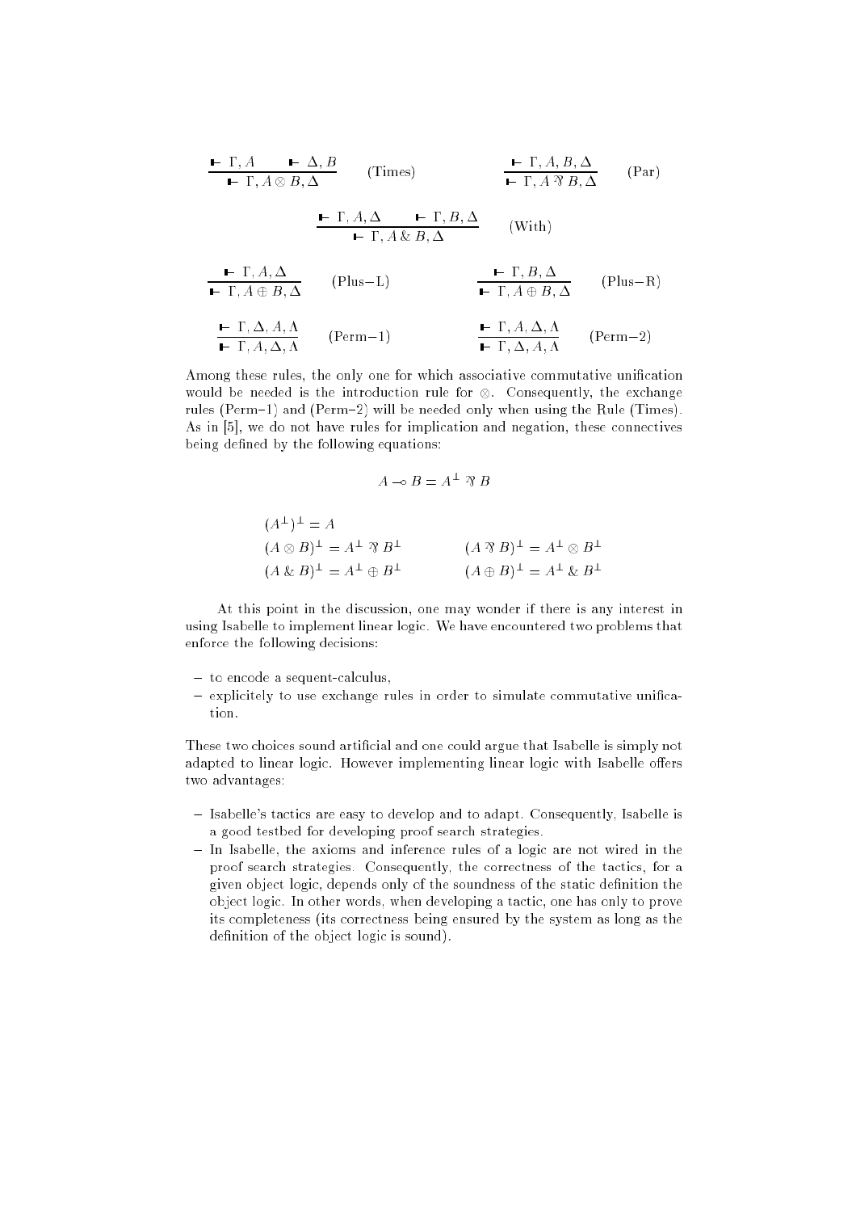$$\frac{\vdash \Gamma, A \qquad \vdash \Delta, B}{\vdash \Gamma, A \otimes B, \Delta} \ (\text{Times}) \qquad\qquad \frac{\vdash \Gamma, A, B, \Delta}{\vdash \Gamma, A \mathbin{⅋} B, \Delta} \ (\text{Par})$$

$$\frac{\vdash \Gamma, A, \Delta \qquad \vdash \Gamma, B, \Delta}{\vdash \Gamma, A \mathbin{\&} B, \Delta} \ (\text{With})$$

$$\frac{\vdash \Gamma, A, \Delta}{\vdash \Gamma, A \oplus B, \Delta} \ (\text{Plus-L}) \qquad\qquad \frac{\vdash \Gamma, B, \Delta}{\vdash \Gamma, A \oplus B, \Delta} \ (\text{Plus-R})$$

$$\frac{\vdash \Gamma, \Delta, A, \Lambda}{\vdash \Gamma, A, \Delta, \Lambda} \ (\text{Perm-1}) \qquad\qquad \frac{\vdash \Gamma, A, \Delta, \Lambda}{\vdash \Gamma, \Delta, A, \Lambda} \ (\text{Perm-2})$$

Among these rules, the only one for which associative commutative unification would be needed is the introduction rule for $\otimes$. Consequently, the exchange rules (Perm−1) and (Perm−2) will be needed only when using the Rule (Times). As in [5], we do not have rules for implication and negation, these connectives being defined by the following equations:

$$A \multimap B = A^{\perp} \mathbin{⅋} B$$

$$(A^{\perp})^{\perp} = A$$

$$(A \otimes B)^{\perp} = A^{\perp} \mathbin{⅋} B^{\perp} \qquad\qquad (A \mathbin{⅋} B)^{\perp} = A^{\perp} \otimes B^{\perp}$$

$$(A \mathbin{\&} B)^{\perp} = A^{\perp} \oplus B^{\perp} \qquad\qquad (A \oplus B)^{\perp} = A^{\perp} \mathbin{\&} B^{\perp}$$

At this point in the discussion, one may wonder if there is any interest in using Isabelle to implement linear logic. We have encountered two problems that enforce the following decisions:

- to encode a sequent-calculus,
- explicitely to use exchange rules in order to simulate commutative unification.

These two choices sound artificial and one could argue that Isabelle is simply not adapted to linear logic. However implementing linear logic with Isabelle offers two advantages:

- Isabelle's tactics are easy to develop and to adapt. Consequently, Isabelle is a good testbed for developing proof search strategies.
- In Isabelle, the axioms and inference rules of a logic are not wired in the proof search strategies. Consequently, the correctness of the tactics, for a given object logic, depends only of the soundness of the static definition the object logic. In other words, when developing a tactic, one has only to prove its completeness (its correctness being ensured by the system as long as the definition of the object logic is sound).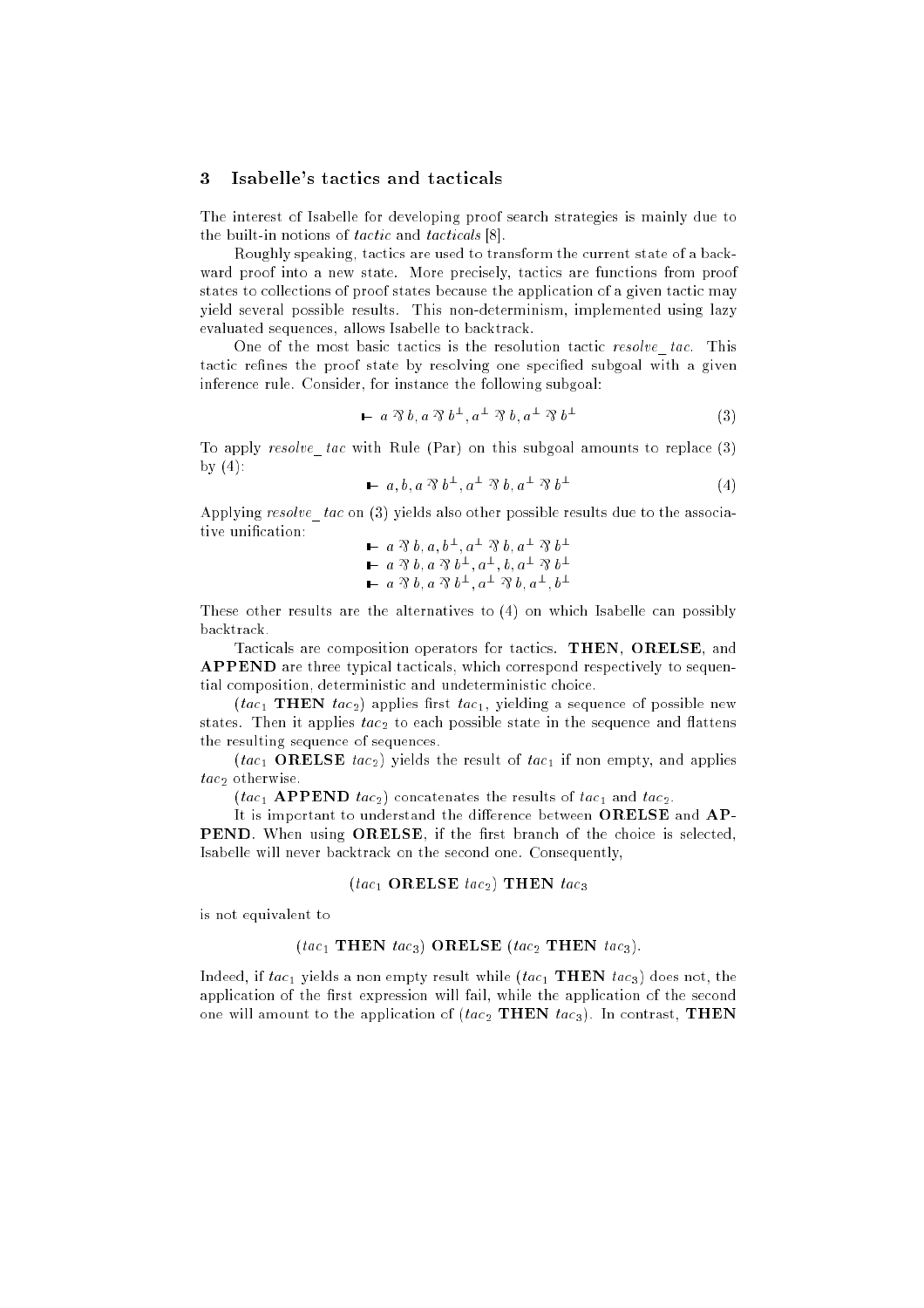## 3 Isabelle's tactics and tacticals

The interest of Isabelle for developing proof search strategies is mainly due to the built-in notions of *tactic* and *tacticals* [8].

Roughly speaking, tactics are used to transform the current state of a backward proof into a new state. More precisely, tactics are functions from proof states to collections of proof states because the application of a given tactic may yield several possible results. This non-determinism, implemented using lazy evaluated sequences, allows Isabelle to backtrack.

One of the most basic tactics is the resolution tactic *resolve_tac*. This tactic refines the proof state by resolving one specified subgoal with a given inference rule. Consider, for instance the following subgoal:

$$\vdash a \parr b, a \parr b^{\perp}, a^{\perp} \parr b, a^{\perp} \parr b^{\perp} \tag{3}$$

To apply *resolve_tac* with Rule (Par) on this subgoal amounts to replace (3) by (4):

$$\vdash a, b, a \parr b^{\perp}, a^{\perp} \parr b, a^{\perp} \parr b^{\perp} \tag{4}$$

Applying *resolve_tac* on (3) yields also other possible results due to the associative unification:

$$\vdash a \parr b, a, b^{\perp}, a^{\perp} \parr b, a^{\perp} \parr b^{\perp}$$
$$\vdash a \parr b, a \parr b^{\perp}, a^{\perp}, b, a^{\perp} \parr b^{\perp}$$
$$\vdash a \parr b, a \parr b^{\perp}, a^{\perp} \parr b, a^{\perp}, b^{\perp}$$

These other results are the alternatives to (4) on which Isabelle can possibly backtrack.

Tacticals are composition operators for tactics. **THEN**, **ORELSE**, and **APPEND** are three typical tacticals, which correspond respectively to sequential composition, deterministic and undeterministic choice.

($tac_1$ **THEN** $tac_2$) applies first $tac_1$, yielding a sequence of possible new states. Then it applies $tac_2$ to each possible state in the sequence and flattens the resulting sequence of sequences.

($tac_1$ **ORELSE** $tac_2$) yields the result of $tac_1$ if non empty, and applies $tac_2$ otherwise.

($tac_1$ **APPEND** $tac_2$) concatenates the results of $tac_1$ and $tac_2$.

It is important to understand the difference between **ORELSE** and **APPEND**. When using **ORELSE**, if the first branch of the choice is selected, Isabelle will never backtrack on the second one. Consequently,

($tac_1$ **ORELSE** $tac_2$) **THEN** $tac_3$

is not equivalent to

($tac_1$ **THEN** $tac_3$) **ORELSE** ($tac_2$ **THEN** $tac_3$).

Indeed, if $tac_1$ yields a non empty result while ($tac_1$ **THEN** $tac_3$) does not, the application of the first expression will fail, while the application of the second one will amount to the application of ($tac_2$ **THEN** $tac_3$). In contrast, **THEN**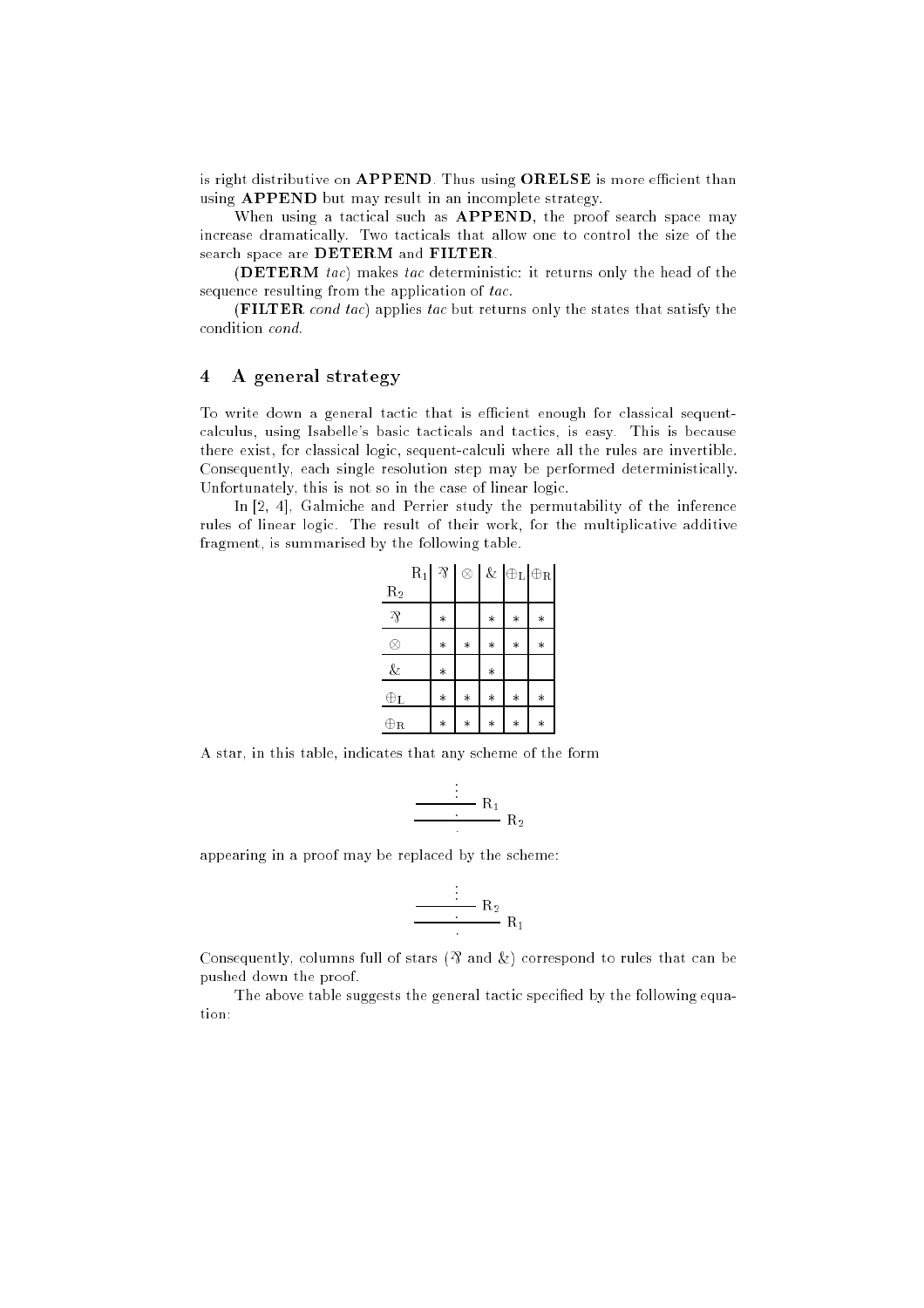is right distributive on **APPEND**. Thus using **ORELSE** is more efficient than using **APPEND** but may result in an incomplete strategy.

When using a tactical such as **APPEND**, the proof search space may increase dramatically. Two tacticals that allow one to control the size of the search space are **DETERM** and **FILTER**.

(**DETERM** *tac*) makes *tac* deterministic: it returns only the head of the sequence resulting from the application of *tac*.

(**FILTER** *cond tac*) applies *tac* but returns only the states that satisfy the condition *cond*.

## 4 A general strategy

To write down a general tactic that is efficient enough for classical sequent-calculus, using Isabelle's basic tacticals and tactics, is easy. This is because there exist, for classical logic, sequent-calculi where all the rules are invertible. Consequently, each single resolution step may be performed deterministically. Unfortunately, this is not so in the case of linear logic.

In [2, 4], Galmiche and Perrier study the permutability of the inference rules of linear logic. The result of their work, for the multiplicative additive fragment, is summarised by the following table.

| $R_2$ \ $R_1$ | $\parr$ | $\otimes$ | $\&$ | $\oplus_L$ | $\oplus_R$ |
|---|---|---|---|---|---|
| $\parr$ | * | | * | * | * |
| $\otimes$ | * | * | * | * | * |
| $\&$ | * | | * | | |
| $\oplus_L$ | * | * | * | * | * |
| $\oplus_R$ | * | * | * | * | * |

A star, in this table, indicates that any scheme of the form

$$\dfrac{\dfrac{\vdots}{\cdot}\,R_1}{\cdot}\,R_2$$

appearing in a proof may be replaced by the scheme:

$$\dfrac{\dfrac{\vdots}{\cdot}\,R_2}{\cdot}\,R_1$$

Consequently, columns full of stars ($\parr$ and $\&$) correspond to rules that can be pushed down the proof.

The above table suggests the general tactic specified by the following equation: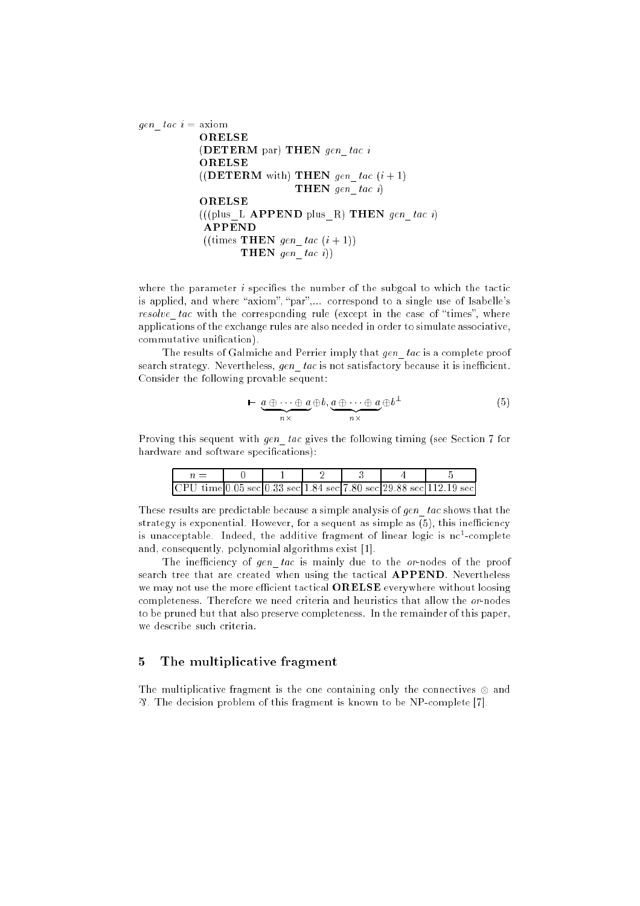```
gen_tac i = axiom
            ORELSE
            (DETERM par) THEN gen_tac i
            ORELSE
            ((DETERM with) THEN gen_tac (i + 1)
                           THEN gen_tac i)
            ORELSE
            (((plus_L APPEND plus_R) THEN gen_tac i)
             APPEND
             ((times THEN gen_tac (i + 1))
                     THEN gen_tac i))
```

where the parameter $i$ specifies the number of the subgoal to which the tactic is applied, and where "axiom", "par",... correspond to a single use of Isabelle's *resolve_tac* with the corresponding rule (except in the case of "times", where applications of the exchange rules are also needed in order to simulate associative, commutative unification).

The results of Galmiche and Perrier imply that *gen_tac* is a complete proof search strategy. Nevertheless, *gen_tac* is not satisfactory because it is inefficient. Consider the following provable sequent:

$$\vdash \underbrace{a \oplus \cdots \oplus a}_{n\times} \oplus b, \underbrace{a \oplus \cdots \oplus a}_{n\times} \oplus b^{\perp} \tag{5}$$

Proving this sequent with *gen_tac* gives the following timing (see Section 7 for hardware and software specifications):

| $n =$ | 0 | 1 | 2 | 3 | 4 | 5 |
|---|---|---|---|---|---|---|
| CPU time | 0.05 sec | 0.33 sec | 1.84 sec | 7.80 sec | 29.88 sec | 112.19 sec |

These results are predictable because a simple analysis of *gen_tac* shows that the strategy is exponential. However, for a sequent as simple as (5), this inefficiency is unacceptable. Indeed, the additive fragment of linear logic is $\text{nc}^1$-complete and, consequently, polynomial algorithms exist [1].

The inefficiency of *gen_tac* is mainly due to the *or*-nodes of the proof search tree that are created when using the tactical **APPEND**. Nevertheless we may not use the more efficient tactical **ORELSE** everywhere without loosing completeness. Therefore we need criteria and heuristics that allow the *or*-nodes to be pruned but that also preserve completeness. In the remainder of this paper, we describe such criteria.

## 5 The multiplicative fragment

The multiplicative fragment is the one containing only the connectives $\otimes$ and $⅋$. The decision problem of this fragment is known to be NP-complete [7].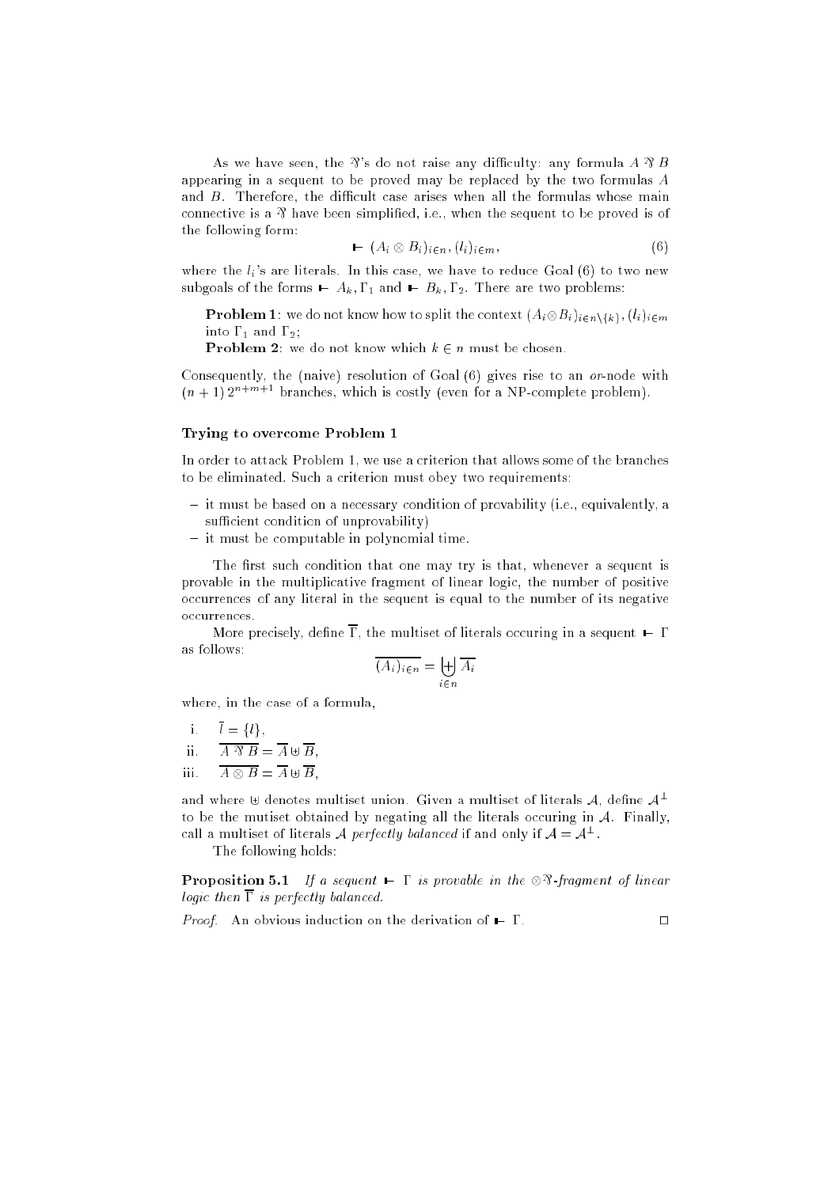As we have seen, the $\parr$'s do not raise any difficulty: any formula $A \parr B$ appearing in a sequent to be proved may be replaced by the two formulas $A$ and $B$. Therefore, the difficult case arises when all the formulas whose main connective is a $\parr$ have been simplified, i.e., when the sequent to be proved is of the following form:

$$\vdash (A_i \otimes B_i)_{i \in n}, (l_i)_{i \in m}, \tag{6}$$

where the $l_i$'s are literals. In this case, we have to reduce Goal (6) to two new subgoals of the forms $\vdash A_k, \Gamma_1$ and $\vdash B_k, \Gamma_2$. There are two problems:

**Problem 1**: we do not know how to split the context $(A_i \otimes B_i)_{i \in n \setminus \{k\}}, (l_i)_{i \in m}$ into $\Gamma_1$ and $\Gamma_2$;
**Problem 2**: we do not know which $k \in n$ must be chosen.

Consequently, the (naive) resolution of Goal (6) gives rise to an *or*-node with $(n+1)\, 2^{n+m+1}$ branches, which is costly (even for a NP-complete problem).

### Trying to overcome Problem 1

In order to attack Problem 1, we use a criterion that allows some of the branches to be eliminated. Such a criterion must obey two requirements:

- it must be based on a necessary condition of provability (i.e., equivalently, a sufficient condition of unprovability)
- it must be computable in polynomial time.

The first such condition that one may try is that, whenever a sequent is provable in the multiplicative fragment of linear logic, the number of positive occurrences of any literal in the sequent is equal to the number of its negative occurrences.

More precisely, define $\overline{\Gamma}$, the multiset of literals occuring in a sequent $\vdash \Gamma$ as follows:

$$\overline{(A_i)_{i \in n}} = \biguplus_{i \in n} \overline{A_i}$$

where, in the case of a formula,

i. $\overline{l} = \{l\}$,
ii. $\overline{A \parr B} = \overline{A} \uplus \overline{B}$,
iii. $\overline{A \otimes B} = \overline{A} \uplus \overline{B}$,

and where $\uplus$ denotes multiset union. Given a multiset of literals $\mathcal{A}$, define $\mathcal{A}^{\perp}$ to be the mutiset obtained by negating all the literals occuring in $\mathcal{A}$. Finally, call a multiset of literals $\mathcal{A}$ *perfectly balanced* if and only if $\mathcal{A} = \mathcal{A}^{\perp}$.

The following holds:

**Proposition 5.1** *If a sequent $\vdash \Gamma$ is provable in the $\otimes\parr$-fragment of linear logic then $\overline{\Gamma}$ is perfectly balanced.*

*Proof.* An obvious induction on the derivation of $\vdash \Gamma$. □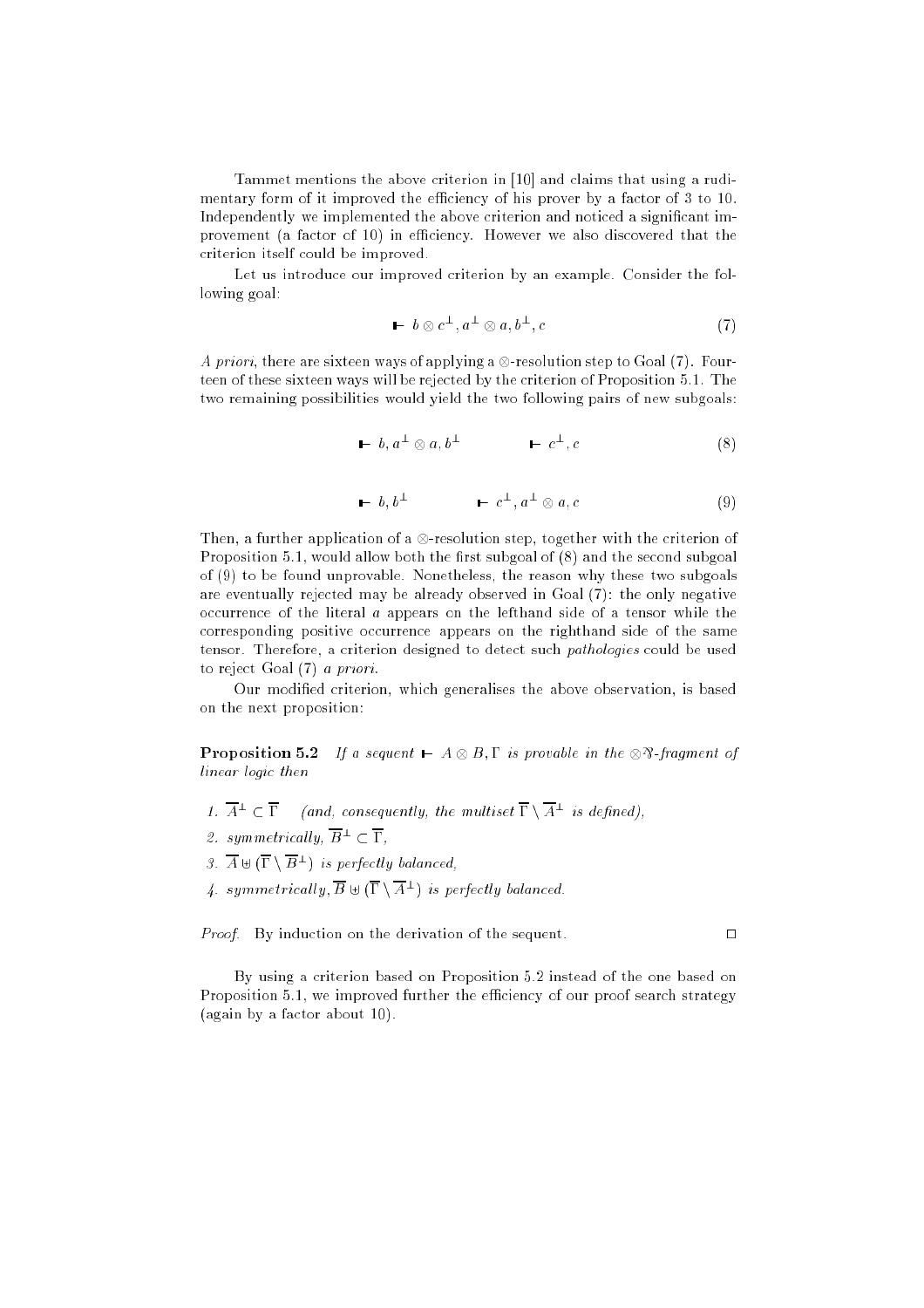Tammet mentions the above criterion in [10] and claims that using a rudimentary form of it improved the efficiency of his prover by a factor of 3 to 10. Independently we implemented the above criterion and noticed a significant improvement (a factor of 10) in efficiency. However we also discovered that the criterion itself could be improved.

Let us introduce our improved criterion by an example. Consider the following goal:

$$\vdash b \otimes c^{\perp}, a^{\perp} \otimes a, b^{\perp}, c \tag{7}$$

*A priori*, there are sixteen ways of applying a $\otimes$-resolution step to Goal (7). Fourteen of these sixteen ways will be rejected by the criterion of Proposition 5.1. The two remaining possibilities would yield the two following pairs of new subgoals:

$$\vdash b, a^{\perp} \otimes a, b^{\perp} \qquad\qquad \vdash c^{\perp}, c \tag{8}$$

$$\vdash b, b^{\perp} \qquad\qquad \vdash c^{\perp}, a^{\perp} \otimes a, c \tag{9}$$

Then, a further application of a $\otimes$-resolution step, together with the criterion of Proposition 5.1, would allow both the first subgoal of (8) and the second subgoal of (9) to be found unprovable. Nonetheless, the reason why these two subgoals are eventually rejected may be already observed in Goal (7): the only negative occurrence of the literal $a$ appears on the lefthand side of a tensor while the corresponding positive occurrence appears on the righthand side of the same tensor. Therefore, a criterion designed to detect such *pathologies* could be used to reject Goal (7) *a priori*.

Our modified criterion, which generalises the above observation, is based on the next proposition:

**Proposition 5.2** *If a sequent* $\vdash A \otimes B, \Gamma$ *is provable in the* $\otimes⅋$*-fragment of linear logic then*

1. $\overline{A}^{\perp} \subset \overline{\Gamma}$ *(and, consequently, the multiset* $\overline{\Gamma} \setminus \overline{A}^{\perp}$ *is defined),*
2. *symmetrically,* $\overline{B}^{\perp} \subset \overline{\Gamma}$,
3. $\overline{A} \uplus (\overline{\Gamma} \setminus \overline{B}^{\perp})$ *is perfectly balanced,*
4. *symmetrically,* $\overline{B} \uplus (\overline{\Gamma} \setminus \overline{A}^{\perp})$ *is perfectly balanced.*

*Proof.* By induction on the derivation of the sequent. □

By using a criterion based on Proposition 5.2 instead of the one based on Proposition 5.1, we improved further the efficiency of our proof search strategy (again by a factor about 10).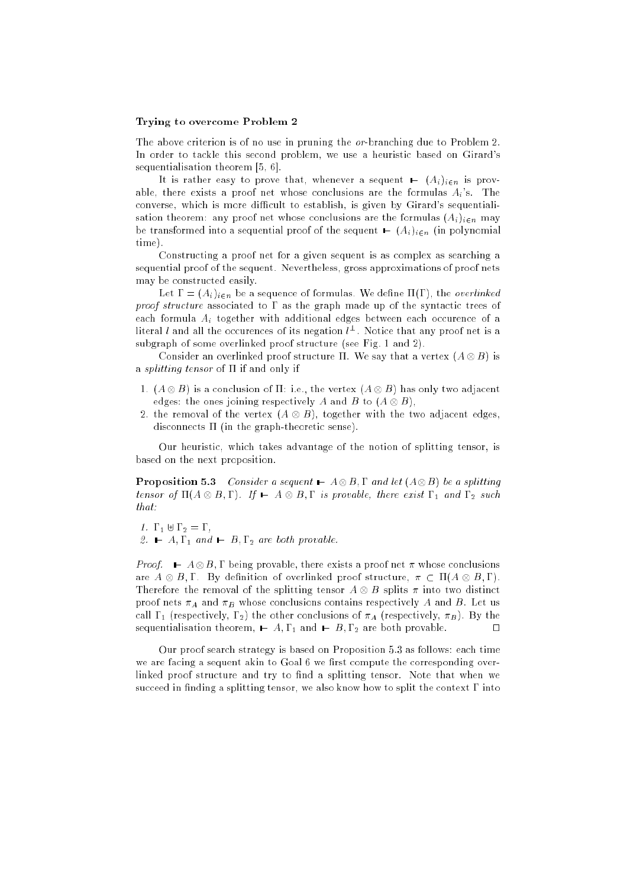**Trying to overcome Problem 2**

The above criterion is of no use in pruning the *or*-branching due to Problem 2. In order to tackle this second problem, we use a heuristic based on Girard's sequentialisation theorem [5, 6].

It is rather easy to prove that, whenever a sequent $\vdash (A_i)_{i \in n}$ is provable, there exists a proof net whose conclusions are the formulas $A_i$'s. The converse, which is more difficult to establish, is given by Girard's sequentialisation theorem: any proof net whose conclusions are the formulas $(A_i)_{i \in n}$ may be transformed into a sequential proof of the sequent $\vdash (A_i)_{i \in n}$ (in polynomial time).

Constructing a proof net for a given sequent is as complex as searching a sequential proof of the sequent. Nevertheless, gross approximations of proof nets may be constructed easily.

Let $\Gamma = (A_i)_{i \in n}$ be a sequence of formulas. We define $\Pi(\Gamma)$, the *overlinked proof structure* associated to $\Gamma$ as the graph made up of the syntactic trees of each formula $A_i$ together with additional edges between each occurence of a literal $l$ and all the occurences of its negation $l^{\perp}$. Notice that any proof net is a subgraph of some overlinked proof structure (see Fig. 1 and 2).

Consider an overlinked proof structure $\Pi$. We say that a vertex $(A \otimes B)$ is a *splitting tensor* of $\Pi$ if and only if

1. $(A \otimes B)$ is a conclusion of $\Pi$: i.e., the vertex $(A \otimes B)$ has only two adjacent edges: the ones joining respectively $A$ and $B$ to $(A \otimes B)$,
2. the removal of the vertex $(A \otimes B)$, together with the two adjacent edges, disconnects $\Pi$ (in the graph-theoretic sense).

Our heuristic, which takes advantage of the notion of splitting tensor, is based on the next proposition.

**Proposition 5.3** *Consider a sequent $\vdash A \otimes B, \Gamma$ and let $(A \otimes B)$ be a splitting tensor of $\Pi(A \otimes B, \Gamma)$. If $\vdash A \otimes B, \Gamma$ is provable, there exist $\Gamma_1$ and $\Gamma_2$ such that:*

1. $\Gamma_1 \uplus \Gamma_2 = \Gamma$,
2. $\vdash A, \Gamma_1$ *and* $\vdash B, \Gamma_2$ *are both provable.*

*Proof.* $\vdash A \otimes B, \Gamma$ being provable, there exists a proof net $\pi$ whose conclusions are $A \otimes B, \Gamma$. By definition of overlinked proof structure, $\pi \subset \Pi(A \otimes B, \Gamma)$. Therefore the removal of the splitting tensor $A \otimes B$ splits $\pi$ into two distinct proof nets $\pi_A$ and $\pi_B$ whose conclusions contains respectively $A$ and $B$. Let us call $\Gamma_1$ (respectively, $\Gamma_2$) the other conclusions of $\pi_A$ (respectively, $\pi_B$). By the sequentialisation theorem, $\vdash A, \Gamma_1$ and $\vdash B, \Gamma_2$ are both provable. $\square$

Our proof search strategy is based on Proposition 5.3 as follows: each time we are facing a sequent akin to Goal 6 we first compute the corresponding overlinked proof structure and try to find a splitting tensor. Note that when we succeed in finding a splitting tensor, we also know how to split the context $\Gamma$ into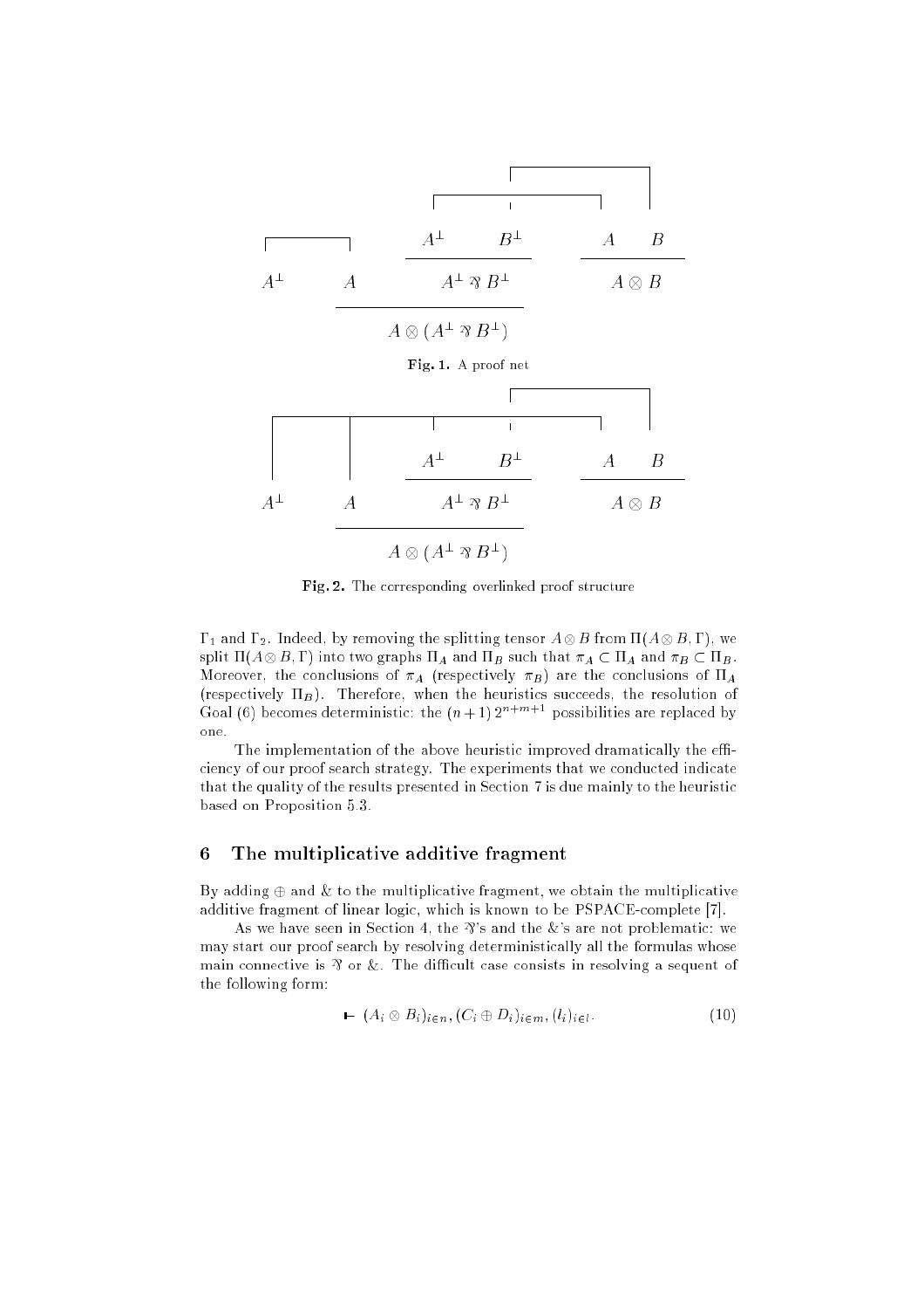$A^\perp$ $\quad$ $A$ $\quad$ $A^\perp$ $\quad$ $B^\perp$ $\quad$ $A$ $\quad$ $B$

$A^\perp \parr B^\perp$ $\quad$ $A \otimes B$

$A \otimes (A^\perp \parr B^\perp)$

**Fig. 1.** A proof net

$A^\perp$ $\quad$ $A$ $\quad$ $A^\perp$ $\quad$ $B^\perp$ $\quad$ $A$ $\quad$ $B$

$A^\perp \parr B^\perp$ $\quad$ $A \otimes B$

$A \otimes (A^\perp \parr B^\perp)$

**Fig. 2.** The corresponding overlinked proof structure

$\Gamma_1$ and $\Gamma_2$. Indeed, by removing the splitting tensor $A \otimes B$ from $\Pi(A \otimes B, \Gamma)$, we split $\Pi(A \otimes B, \Gamma)$ into two graphs $\Pi_A$ and $\Pi_B$ such that $\pi_A \subset \Pi_A$ and $\pi_B \subset \Pi_B$. Moreover, the conclusions of $\pi_A$ (respectively $\pi_B$) are the conclusions of $\Pi_A$ (respectively $\Pi_B$). Therefore, when the heuristics succeeds, the resolution of Goal (6) becomes deterministic: the $(n+1)\,2^{n+m+1}$ possibilities are replaced by one.

The implementation of the above heuristic improved dramatically the efficiency of our proof search strategy. The experiments that we conducted indicate that the quality of the results presented in Section 7 is due mainly to the heuristic based on Proposition 5.3.

## 6 The multiplicative additive fragment

By adding $\oplus$ and $\&$ to the multiplicative fragment, we obtain the multiplicative additive fragment of linear logic, which is known to be PSPACE-complete [7].

As we have seen in Section 4, the $\parr$'s and the $\&$'s are not problematic: we may start our proof search by resolving deterministically all the formulas whose main connective is $\parr$ or $\&$. The difficult case consists in resolving a sequent of the following form:

$$\vdash (A_i \otimes B_i)_{i \in n}, (C_i \oplus D_i)_{i \in m}, (l_i)_{i \in l}. \tag{10}$$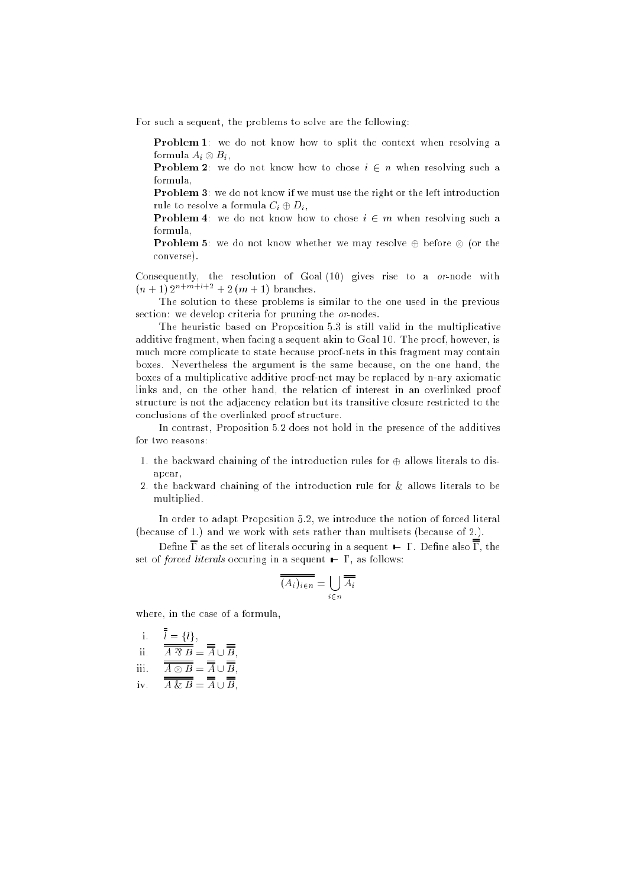For such a sequent, the problems to solve are the following:

> **Problem 1**: we do not know how to split the context when resolving a formula $A_i \otimes B_i$,
> **Problem 2**: we do not know how to chose $i \in n$ when resolving such a formula,
> **Problem 3**: we do not know if we must use the right or the left introduction rule to resolve a formula $C_i \oplus D_i$,
> **Problem 4**: we do not know how to chose $i \in m$ when resolving such a formula,
> **Problem 5**: we do not know whether we may resolve $\oplus$ before $\otimes$ (or the converse).

Consequently, the resolution of Goal (10) gives rise to a *or*-node with $(n+1)\,2^{n+m+l+2} + 2\,(m+1)$ branches.

The solution to these problems is similar to the one used in the previous section: we develop criteria for pruning the *or*-nodes.

The heuristic based on Proposition 5.3 is still valid in the multiplicative additive fragment, when facing a sequent akin to Goal 10. The proof, however, is much more complicate to state because proof-nets in this fragment may contain boxes. Nevertheless the argument is the same because, on the one hand, the boxes of a multiplicative additive proof-net may be replaced by n-ary axiomatic links and, on the other hand, the relation of interest in an overlinked proof structure is not the adjacency relation but its transitive closure restricted to the conclusions of the overlinked proof structure.

In contrast, Proposition 5.2 does not hold in the presence of the additives for two reasons:

1. the backward chaining of the introduction rules for $\oplus$ allows literals to disapear,
2. the backward chaining of the introduction rule for & allows literals to be multiplied.

In order to adapt Proposition 5.2, we introduce the notion of forced literal (because of 1.) and we work with sets rather than multisets (because of 2.).

Define $\overline{\Gamma}$ as the set of literals occuring in a sequent $\vdash \Gamma$. Define also $\overline{\overline{\Gamma}}$, the set of *forced literals* occuring in a sequent $\vdash \Gamma$, as follows:

$$\overline{\overline{(A_i)_{i\in n}}} = \bigcup_{i \in n} \overline{\overline{A_i}}$$

where, in the case of a formula,

i. $\overline{\overline{l}} = \{l\}$,
ii. $\overline{\overline{A \parr B}} = \overline{\overline{A}} \cup \overline{\overline{B}}$,
iii. $\overline{\overline{A \otimes B}} = \overline{\overline{A}} \cup \overline{\overline{B}}$,
iv. $\overline{\overline{A \,\&\, B}} = \overline{\overline{A}} \cup \overline{\overline{B}}$,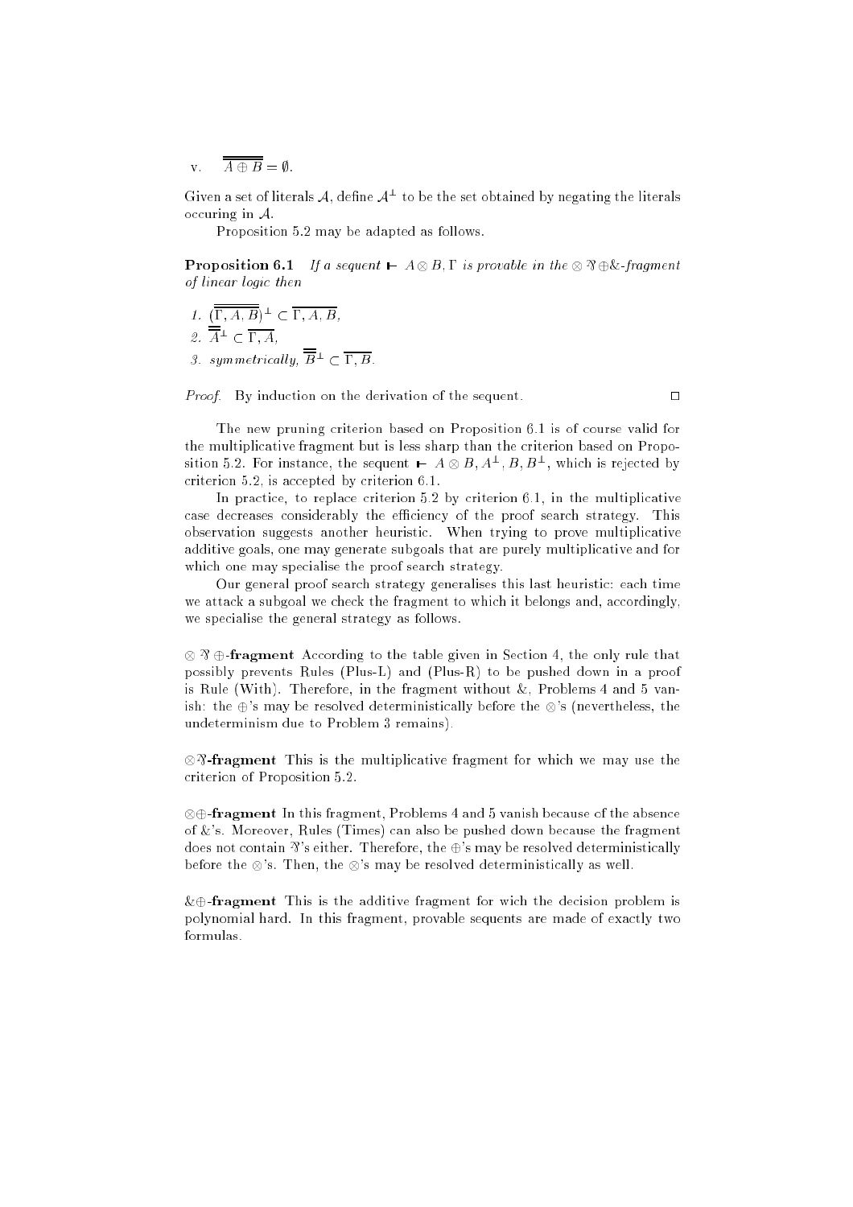v. $\overline{\overline{A \oplus B}} = \emptyset$.

Given a set of literals $\mathcal{A}$, define $\mathcal{A}^\perp$ to be the set obtained by negating the literals occuring in $\mathcal{A}$.

Proposition 5.2 may be adapted as follows.

**Proposition 6.1** *If a sequent* $\vdash A \otimes B, \Gamma$ *is provable in the* $\otimes \parr \oplus \&$*-fragment of linear logic then*

1. $(\overline{\overline{\Gamma, A, B}})^\perp \subset \overline{\Gamma, A, B}$,
2. $\overline{\overline{A}}^\perp \subset \overline{\Gamma, A}$,
3. *symmetrically,* $\overline{\overline{B}}^\perp \subset \overline{\Gamma, B}$.

*Proof.* By induction on the derivation of the sequent. □

The new pruning criterion based on Proposition 6.1 is of course valid for the multiplicative fragment but is less sharp than the criterion based on Proposition 5.2. For instance, the sequent $\vdash A \otimes B, A^\perp, B, B^\perp$, which is rejected by criterion 5.2, is accepted by criterion 6.1.

In practice, to replace criterion 5.2 by criterion 6.1, in the multiplicative case decreases considerably the efficiency of the proof search strategy. This observation suggests another heuristic. When trying to prove multiplicative additive goals, one may generate subgoals that are purely multiplicative and for which one may specialise the proof search strategy.

Our general proof search strategy generalises this last heuristic: each time we attack a subgoal we check the fragment to which it belongs and, accordingly, we specialise the general strategy as follows.

**$\otimes \parr \oplus$-fragment** According to the table given in Section 4, the only rule that possibly prevents Rules (Plus-L) and (Plus-R) to be pushed down in a proof is Rule (With). Therefore, in the fragment without &, Problems 4 and 5 vanish: the $\oplus$'s may be resolved deterministically before the $\otimes$'s (nevertheless, the undeterminism due to Problem 3 remains).

**$\otimes \parr$-fragment** This is the multiplicative fragment for which we may use the criterion of Proposition 5.2.

**$\otimes \oplus$-fragment** In this fragment, Problems 4 and 5 vanish because of the absence of &'s. Moreover, Rules (Times) can also be pushed down because the fragment does not contain $\parr$'s either. Therefore, the $\oplus$'s may be resolved deterministically before the $\otimes$'s. Then, the $\otimes$'s may be resolved deterministically as well.

**$\& \oplus$-fragment** This is the additive fragment for wich the decision problem is polynomial hard. In this fragment, provable sequents are made of exactly two formulas.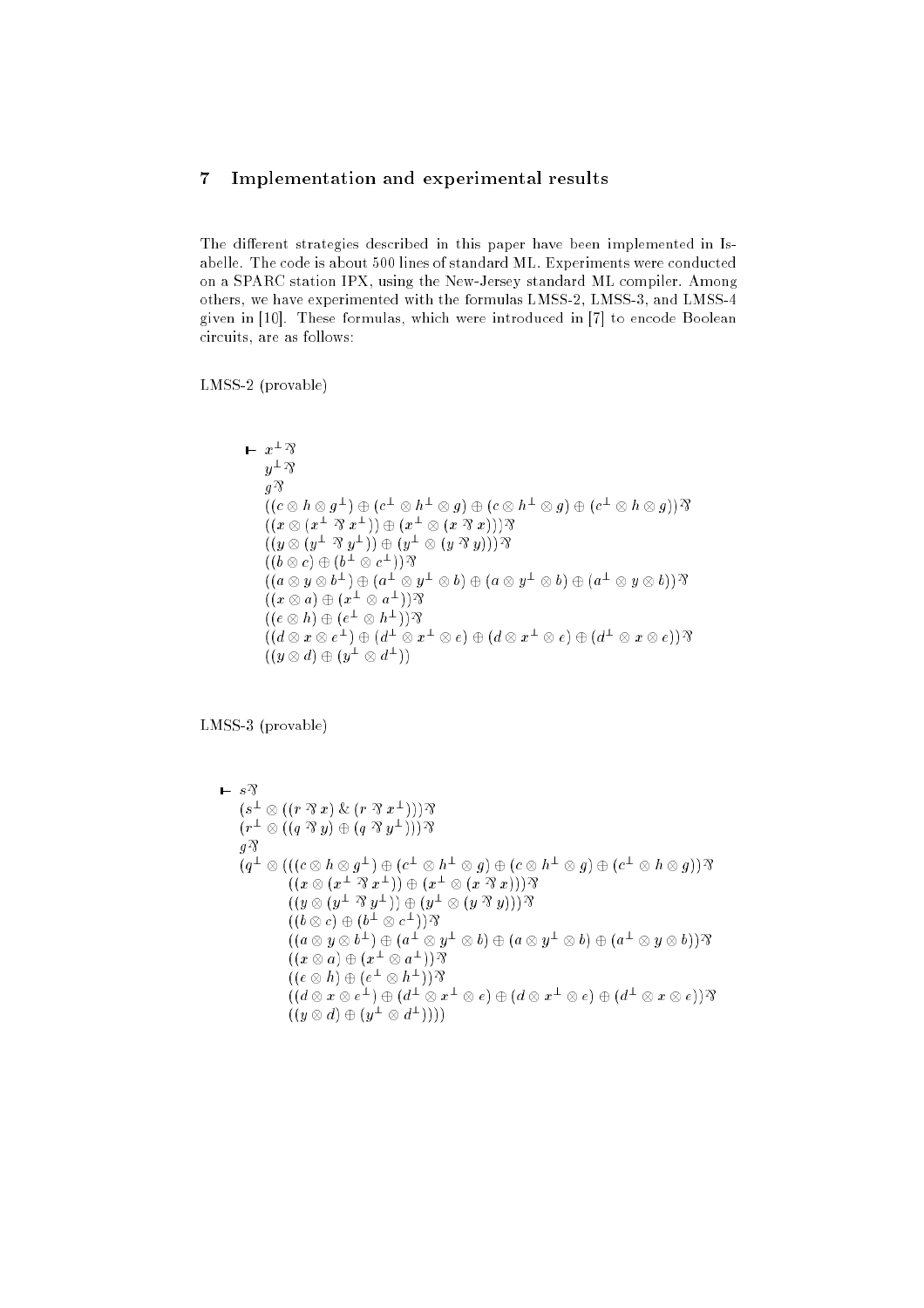## 7 Implementation and experimental results

The different strategies described in this paper have been implemented in Isabelle. The code is about 500 lines of standard ML. Experiments were conducted on a SPARC station IPX, using the New-Jersey standard ML compiler. Among others, we have experimented with the formulas LMSS-2, LMSS-3, and LMSS-4 given in [10]. These formulas, which were introduced in [7] to encode Boolean circuits, are as follows:

LMSS-2 (provable)

$$
\begin{array}{l}
\vdash x^\perp ⅋ \\
\quad y^\perp ⅋ \\
\quad g ⅋ \\
\quad ((c \otimes h \otimes g^\perp) \oplus (c^\perp \otimes h^\perp \otimes g) \oplus (c \otimes h^\perp \otimes g) \oplus (c^\perp \otimes h \otimes g)) ⅋ \\
\quad ((x \otimes (x^\perp ⅋ x^\perp)) \oplus (x^\perp \otimes (x ⅋ x))) ⅋ \\
\quad ((y \otimes (y^\perp ⅋ y^\perp)) \oplus (y^\perp \otimes (y ⅋ y))) ⅋ \\
\quad ((b \otimes c) \oplus (b^\perp \otimes c^\perp)) ⅋ \\
\quad ((a \otimes y \otimes b^\perp) \oplus (a^\perp \otimes y^\perp \otimes b) \oplus (a \otimes y^\perp \otimes b) \oplus (a^\perp \otimes y \otimes b)) ⅋ \\
\quad ((x \otimes a) \oplus (x^\perp \otimes a^\perp)) ⅋ \\
\quad ((e \otimes h) \oplus (e^\perp \otimes h^\perp)) ⅋ \\
\quad ((d \otimes x \otimes e^\perp) \oplus (d^\perp \otimes x^\perp \otimes e) \oplus (d \otimes x^\perp \otimes e) \oplus (d^\perp \otimes x \otimes e)) ⅋ \\
\quad ((y \otimes d) \oplus (y^\perp \otimes d^\perp))
\end{array}
$$

LMSS-3 (provable)

$$
\begin{array}{l}
\vdash s ⅋ \\
\quad (s^\perp \otimes ((r ⅋ x) \,\&\, (r ⅋ x^\perp))) ⅋ \\
\quad (r^\perp \otimes ((q ⅋ y) \oplus (q ⅋ y^\perp))) ⅋ \\
\quad g ⅋ \\
\quad (q^\perp \otimes (((c \otimes h \otimes g^\perp) \oplus (c^\perp \otimes h^\perp \otimes g) \oplus (c \otimes h^\perp \otimes g) \oplus (c^\perp \otimes h \otimes g)) ⅋ \\
\qquad ((x \otimes (x^\perp ⅋ x^\perp)) \oplus (x^\perp \otimes (x ⅋ x))) ⅋ \\
\qquad ((y \otimes (y^\perp ⅋ y^\perp)) \oplus (y^\perp \otimes (y ⅋ y))) ⅋ \\
\qquad ((b \otimes c) \oplus (b^\perp \otimes c^\perp)) ⅋ \\
\qquad ((a \otimes y \otimes b^\perp) \oplus (a^\perp \otimes y^\perp \otimes b) \oplus (a \otimes y^\perp \otimes b) \oplus (a^\perp \otimes y \otimes b)) ⅋ \\
\qquad ((x \otimes a) \oplus (x^\perp \otimes a^\perp)) ⅋ \\
\qquad ((e \otimes h) \oplus (e^\perp \otimes h^\perp)) ⅋ \\
\qquad ((d \otimes x \otimes e^\perp) \oplus (d^\perp \otimes x^\perp \otimes e) \oplus (d \otimes x^\perp \otimes e) \oplus (d^\perp \otimes x \otimes e)) ⅋ \\
\qquad ((y \otimes d) \oplus (y^\perp \otimes d^\perp))))
\end{array}
$$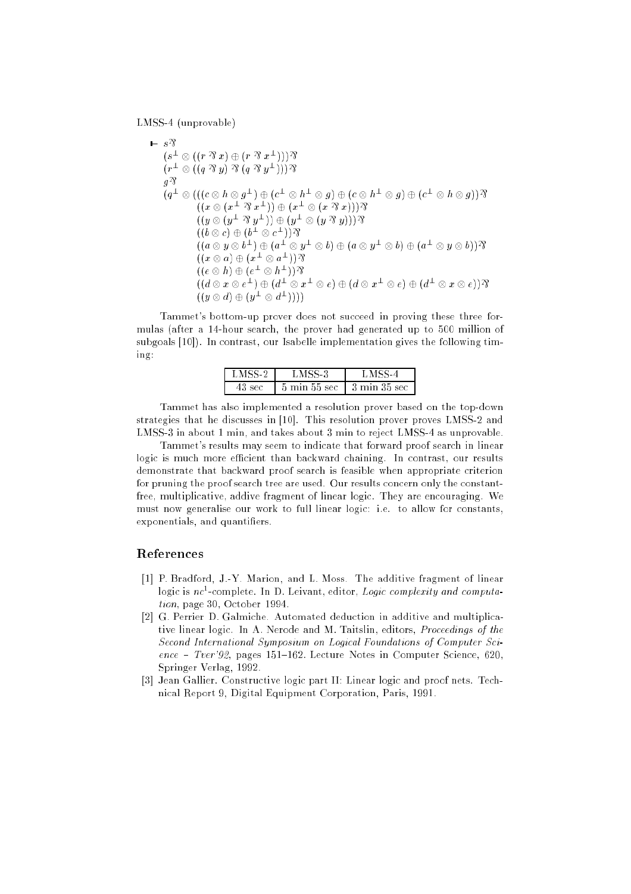LMSS-4 (unprovable)

$$
\begin{array}{l}
\vdash s \parr \\
\quad (s^\perp \otimes ((r \parr x) \oplus (r \parr x^\perp))) \parr \\
\quad (r^\perp \otimes ((q \parr y) \parr (q \parr y^\perp))) \parr \\
\quad g \parr \\
\quad (q^\perp \otimes (((c \otimes h \otimes g^\perp) \oplus (c^\perp \otimes h^\perp \otimes g) \oplus (c \otimes h^\perp \otimes g) \oplus (c^\perp \otimes h \otimes g)) \parr \\
\qquad\qquad ((x \otimes (x^\perp \parr x^\perp)) \oplus (x^\perp \otimes (x \parr x))) \parr \\
\qquad\qquad ((y \otimes (y^\perp \parr y^\perp)) \oplus (y^\perp \otimes (y \parr y))) \parr \\
\qquad\qquad ((b \otimes c) \oplus (b^\perp \otimes c^\perp)) \parr \\
\qquad\qquad ((a \otimes y \otimes b^\perp) \oplus (a^\perp \otimes y^\perp \otimes b) \oplus (a \otimes y^\perp \otimes b) \oplus (a^\perp \otimes y \otimes b)) \parr \\
\qquad\qquad ((x \otimes a) \oplus (x^\perp \otimes a^\perp)) \parr \\
\qquad\qquad ((e \otimes h) \oplus (e^\perp \otimes h^\perp)) \parr \\
\qquad\qquad ((d \otimes x \otimes e^\perp) \oplus (d^\perp \otimes x^\perp \otimes e) \oplus (d \otimes x^\perp \otimes e) \oplus (d^\perp \otimes x \otimes e)) \parr \\
\qquad\qquad ((y \otimes d) \oplus (y^\perp \otimes d^\perp))))
\end{array}
$$

Tammet's bottom-up prover does not succeed in proving these three formulas (after a 14-hour search, the prover had generated up to 500 million of subgoals [10]). In contrast, our Isabelle implementation gives the following timing:

| LMSS-2 | LMSS-3 | LMSS-4 |
|---|---|---|
| 43 sec | 5 min 55 sec | 3 min 35 sec |

Tammet has also implemented a resolution prover based on the top-down strategies that he discusses in [10]. This resolution prover proves LMSS-2 and LMSS-3 in about 1 min, and takes about 3 min to reject LMSS-4 as unprovable.

Tammet's results may seem to indicate that forward proof search in linear logic is much more efficient than backward chaining. In contrast, our results demonstrate that backward proof search is feasible when appropriate criterion for pruning the proof search tree are used. Our results concern only the constant-free, multiplicative, addive fragment of linear logic. They are encouraging. We must now generalise our work to full linear logic: i.e. to allow for constants, exponentials, and quantifiers.

## References

[1] P. Bradford, J.-Y. Marion, and L. Moss. The additive fragment of linear logic is $nc^1$-complete. In D. Leivant, editor, *Logic complexity and computation*, page 30, October 1994.

[2] G. Perrier D. Galmiche. Automated deduction in additive and multiplicative linear logic. In A. Nerode and M. Taitslin, editors, *Proceedings of the Second International Symposium on Logical Foundations of Computer Science – Tver'92*, pages 151–162. Lecture Notes in Computer Science, 620, Springer Verlag, 1992.

[3] Jean Gallier. Constructive logic part II: Linear logic and proof nets. Technical Report 9, Digital Equipment Corporation, Paris, 1991.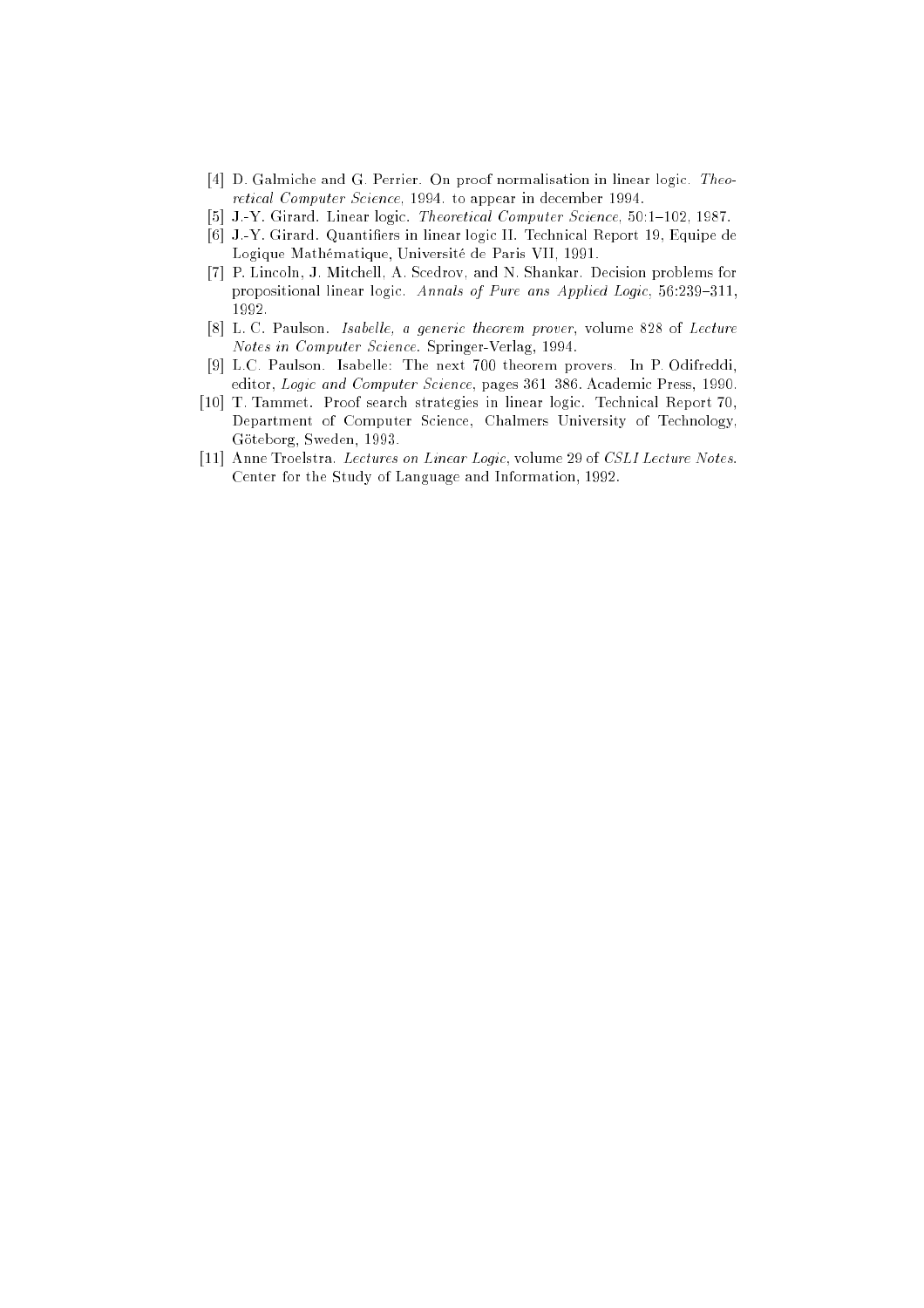[4] D. Galmiche and G. Perrier. On proof normalisation in linear logic. *Theoretical Computer Science*, 1994. to appear in december 1994.

[5] J.-Y. Girard. Linear logic. *Theoretical Computer Science*, 50:1–102, 1987.

[6] J.-Y. Girard. Quantifiers in linear logic II. Technical Report 19, Equipe de Logique Mathématique, Université de Paris VII, 1991.

[7] P. Lincoln, J. Mitchell, A. Scedrov, and N. Shankar. Decision problems for propositional linear logic. *Annals of Pure ans Applied Logic*, 56:239–311, 1992.

[8] L. C. Paulson. *Isabelle, a generic theorem prover*, volume 828 of *Lecture Notes in Computer Science*. Springer-Verlag, 1994.

[9] L.C. Paulson. Isabelle: The next 700 theorem provers. In P. Odifreddi, editor, *Logic and Computer Science*, pages 361 386. Academic Press, 1990.

[10] T. Tammet. Proof search strategies in linear logic. Technical Report 70, Department of Computer Science, Chalmers University of Technology, Göteborg, Sweden, 1993.

[11] Anne Troelstra. *Lectures on Linear Logic*, volume 29 of *CSLI Lecture Notes*. Center for the Study of Language and Information, 1992.